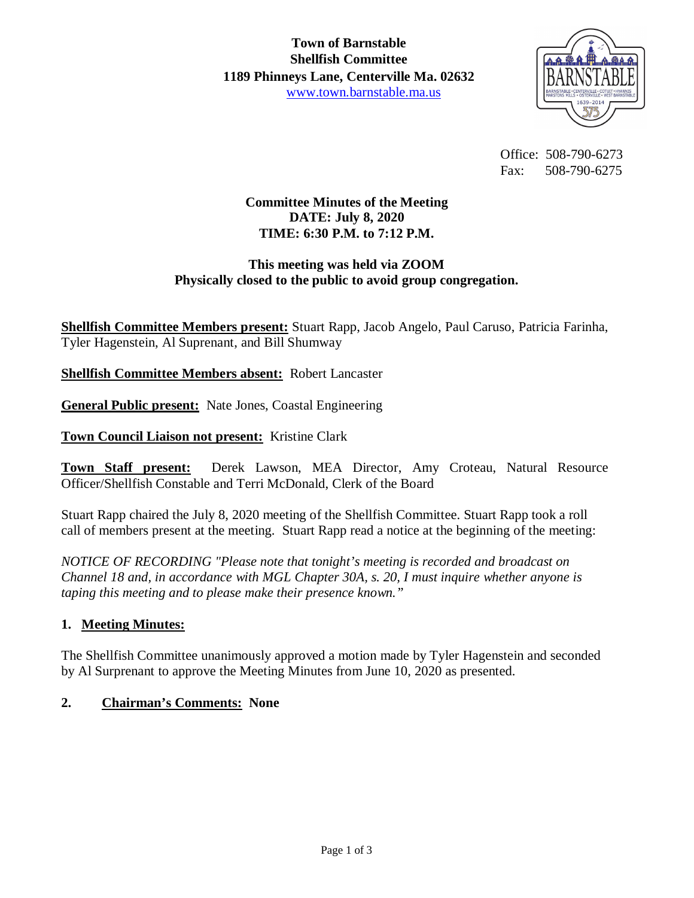**Town of Barnstable**
**Shellfish Committee**
**1189 Phinneys Lane, Centerville Ma. 02632**
www.town.barnstable.ma.us

Office: 508-790-6273
Fax: 508-790-6275

# Committee Minutes of the Meeting

**DATE: July 8, 2020**
**TIME: 6:30 P.M. to 7:12 P.M.**

**This meeting was held via ZOOM**
**Physically closed to the public to avoid group congregation.**

**Shellfish Committee Members present:** Stuart Rapp, Jacob Angelo, Paul Caruso, Patricia Farinha, Tyler Hagenstein, Al Suprenant, and Bill Shumway

**Shellfish Committee Members absent:** Robert Lancaster

**General Public present:** Nate Jones, Coastal Engineering

**Town Council Liaison not present:** Kristine Clark

**Town Staff present:** Derek Lawson, MEA Director, Amy Croteau, Natural Resource Officer/Shellfish Constable and Terri McDonald, Clerk of the Board

Stuart Rapp chaired the July 8, 2020 meeting of the Shellfish Committee. Stuart Rapp took a roll call of members present at the meeting. Stuart Rapp read a notice at the beginning of the meeting:

*NOTICE OF RECORDING "Please note that tonight's meeting is recorded and broadcast on Channel 18 and, in accordance with MGL Chapter 30A, s. 20, I must inquire whether anyone is taping this meeting and to please make their presence known."*

## 1. Meeting Minutes:

The Shellfish Committee unanimously approved a motion made by Tyler Hagenstein and seconded by Al Surprenant to approve the Meeting Minutes from June 10, 2020 as presented.

## 2. Chairman's Comments: None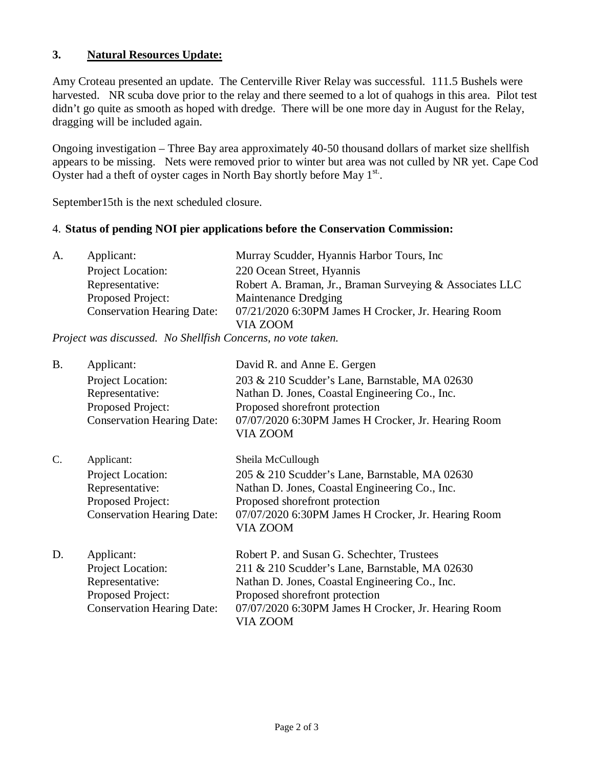### 3. **Natural Resources Update:**

Amy Croteau presented an update. The Centerville River Relay was successful. 111.5 Bushels were harvested. NR scuba dove prior to the relay and there seemed to a lot of quahogs in this area. Pilot test didn't go quite as smooth as hoped with dredge. There will be one more day in August for the Relay, dragging will be included again.

Ongoing investigation – Three Bay area approximately 40-50 thousand dollars of market size shellfish appears to be missing. Nets were removed prior to winter but area was not culled by NR yet. Cape Cod Oyster had a theft of oyster cages in North Bay shortly before May 1st.

September15th is the next scheduled closure.

4. **Status of pending NOI pier applications before the Conservation Commission:**

A. Applicant: Murray Scudder, Hyannis Harbor Tours, Inc
Project Location: 220 Ocean Street, Hyannis
Representative: Robert A. Braman, Jr., Braman Surveying & Associates LLC
Proposed Project: Maintenance Dredging
Conservation Hearing Date: 07/21/2020 6:30PM James H Crocker, Jr. Hearing Room VIA ZOOM

*Project was discussed. No Shellfish Concerns, no vote taken.*

B. Applicant: David R. and Anne E. Gergen
Project Location: 203 & 210 Scudder's Lane, Barnstable, MA 02630
Representative: Nathan D. Jones, Coastal Engineering Co., Inc.
Proposed Project: Proposed shorefront protection
Conservation Hearing Date: 07/07/2020 6:30PM James H Crocker, Jr. Hearing Room VIA ZOOM

C. Applicant: Sheila McCullough
Project Location: 205 & 210 Scudder's Lane, Barnstable, MA 02630
Representative: Nathan D. Jones, Coastal Engineering Co., Inc.
Proposed Project: Proposed shorefront protection
Conservation Hearing Date: 07/07/2020 6:30PM James H Crocker, Jr. Hearing Room VIA ZOOM

D. Applicant: Robert P. and Susan G. Schechter, Trustees
Project Location: 211 & 210 Scudder's Lane, Barnstable, MA 02630
Representative: Nathan D. Jones, Coastal Engineering Co., Inc.
Proposed Project: Proposed shorefront protection
Conservation Hearing Date: 07/07/2020 6:30PM James H Crocker, Jr. Hearing Room VIA ZOOM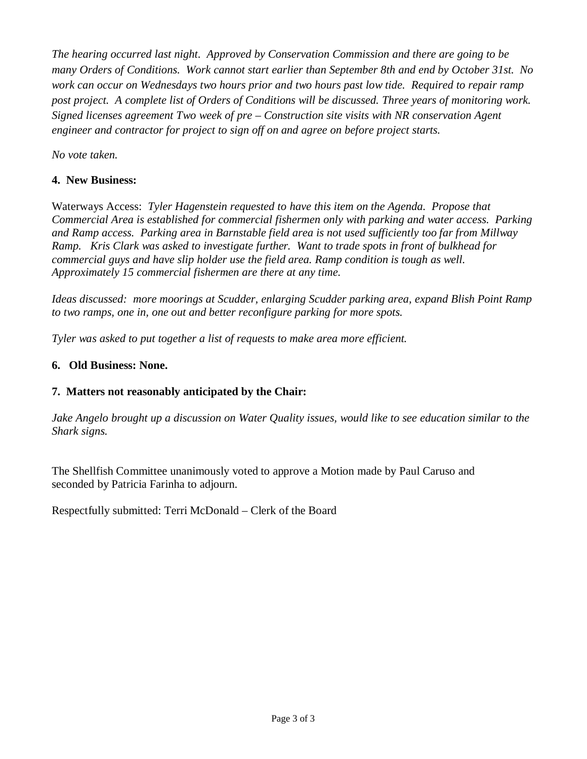*The hearing occurred last night. Approved by Conservation Commission and there are going to be many Orders of Conditions. Work cannot start earlier than September 8th and end by October 31st. No work can occur on Wednesdays two hours prior and two hours past low tide. Required to repair ramp post project. A complete list of Orders of Conditions will be discussed. Three years of monitoring work. Signed licenses agreement Two week of pre – Construction site visits with NR conservation Agent engineer and contractor for project to sign off on and agree on before project starts.*

*No vote taken.*

**4. New Business:**

Waterways Access: *Tyler Hagenstein requested to have this item on the Agenda. Propose that Commercial Area is established for commercial fishermen only with parking and water access. Parking and Ramp access. Parking area in Barnstable field area is not used sufficiently too far from Millway Ramp. Kris Clark was asked to investigate further. Want to trade spots in front of bulkhead for commercial guys and have slip holder use the field area. Ramp condition is tough as well. Approximately 15 commercial fishermen are there at any time.*

*Ideas discussed: more moorings at Scudder, enlarging Scudder parking area, expand Blish Point Ramp to two ramps, one in, one out and better reconfigure parking for more spots.*

*Tyler was asked to put together a list of requests to make area more efficient.*

**6. Old Business: None.**

**7. Matters not reasonably anticipated by the Chair:**

*Jake Angelo brought up a discussion on Water Quality issues, would like to see education similar to the Shark signs.*

The Shellfish Committee unanimously voted to approve a Motion made by Paul Caruso and seconded by Patricia Farinha to adjourn.

Respectfully submitted: Terri McDonald – Clerk of the Board